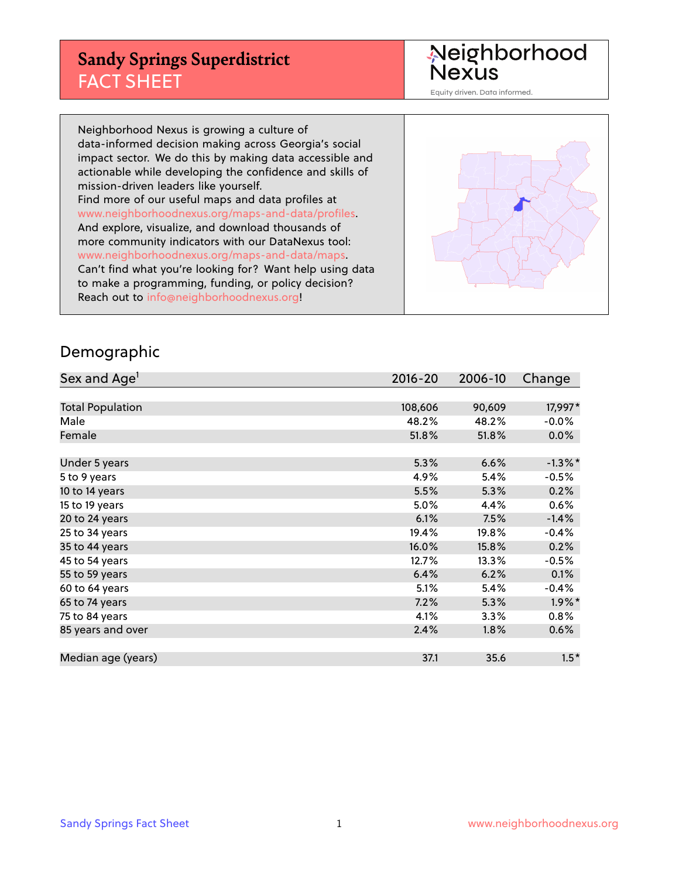# Sandy Springs Superdistrict
## FACT SHEET

Neighborhood Nexus
Equity driven. Data informed.

Neighborhood Nexus is growing a culture of data-informed decision making across Georgia's social impact sector. We do this by making data accessible and actionable while developing the confidence and skills of mission-driven leaders like yourself.
Find more of our useful maps and data profiles at www.neighborhoodnexus.org/maps-and-data/profiles.
And explore, visualize, and download thousands of more community indicators with our DataNexus tool: www.neighborhoodnexus.org/maps-and-data/maps.
Can't find what you're looking for? Want help using data to make a programming, funding, or policy decision?
Reach out to info@neighborhoodnexus.org!

## Demographic

| Sex and Age[1] | 2016-20 | 2006-10 | Change |
|---|---|---|---|
| Total Population | 108,606 | 90,609 | 17,997* |
| Male | 48.2% | 48.2% | -0.0% |
| Female | 51.8% | 51.8% | 0.0% |
| | | | |
| Under 5 years | 5.3% | 6.6% | -1.3%* |
| 5 to 9 years | 4.9% | 5.4% | -0.5% |
| 10 to 14 years | 5.5% | 5.3% | 0.2% |
| 15 to 19 years | 5.0% | 4.4% | 0.6% |
| 20 to 24 years | 6.1% | 7.5% | -1.4% |
| 25 to 34 years | 19.4% | 19.8% | -0.4% |
| 35 to 44 years | 16.0% | 15.8% | 0.2% |
| 45 to 54 years | 12.7% | 13.3% | -0.5% |
| 55 to 59 years | 6.4% | 6.2% | 0.1% |
| 60 to 64 years | 5.1% | 5.4% | -0.4% |
| 65 to 74 years | 7.2% | 5.3% | 1.9%* |
| 75 to 84 years | 4.1% | 3.3% | 0.8% |
| 85 years and over | 2.4% | 1.8% | 0.6% |
| | | | |
| Median age (years) | 37.1 | 35.6 | 1.5* |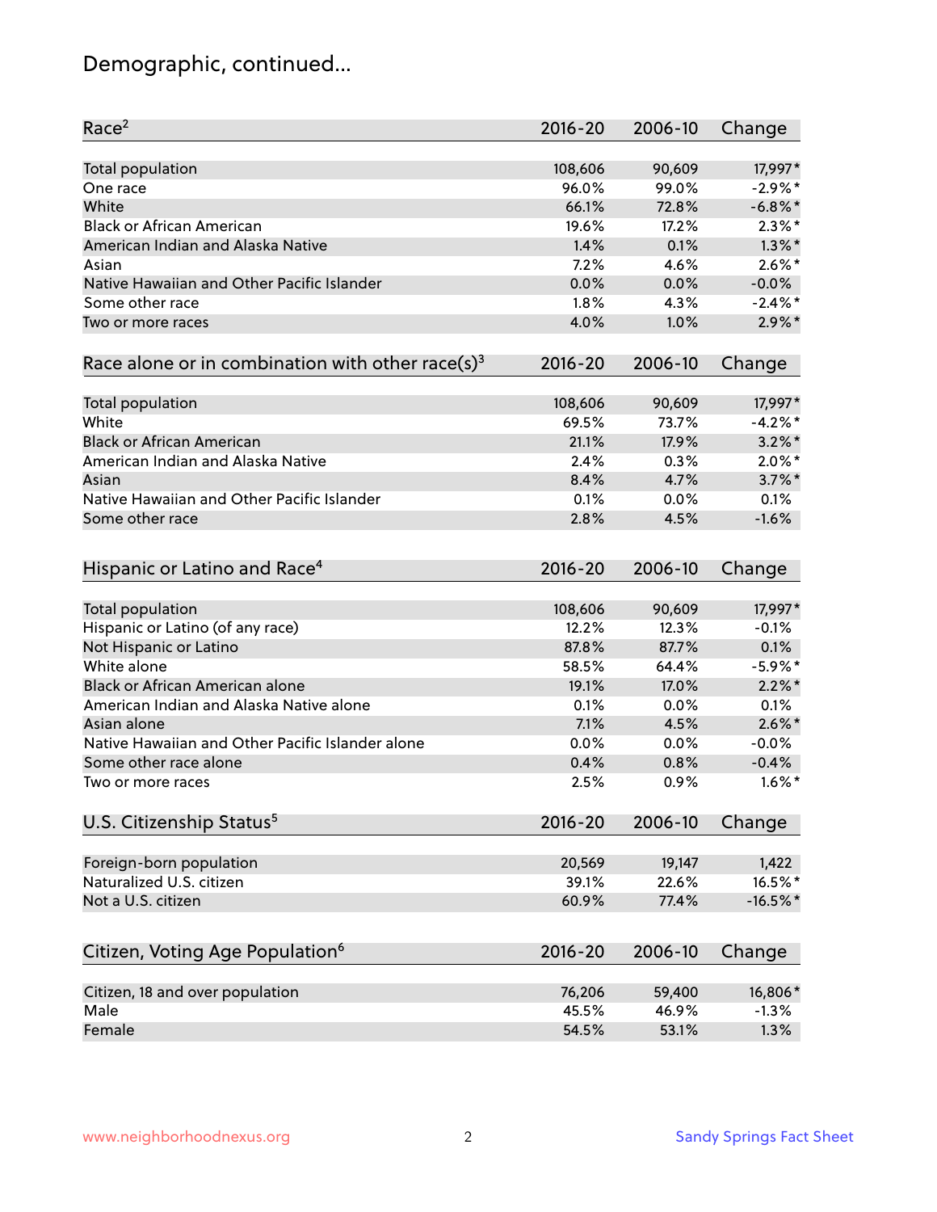# Demographic, continued...

| Race[2] | 2016-20 | 2006-10 | Change |
|---|---|---|---|
| Total population | 108,606 | 90,609 | 17,997* |
| One race | 96.0% | 99.0% | -2.9%* |
| White | 66.1% | 72.8% | -6.8%* |
| Black or African American | 19.6% | 17.2% | 2.3%* |
| American Indian and Alaska Native | 1.4% | 0.1% | 1.3%* |
| Asian | 7.2% | 4.6% | 2.6%* |
| Native Hawaiian and Other Pacific Islander | 0.0% | 0.0% | -0.0% |
| Some other race | 1.8% | 4.3% | -2.4%* |
| Two or more races | 4.0% | 1.0% | 2.9%* |

| Race alone or in combination with other race(s)[3] | 2016-20 | 2006-10 | Change |
|---|---|---|---|
| Total population | 108,606 | 90,609 | 17,997* |
| White | 69.5% | 73.7% | -4.2%* |
| Black or African American | 21.1% | 17.9% | 3.2%* |
| American Indian and Alaska Native | 2.4% | 0.3% | 2.0%* |
| Asian | 8.4% | 4.7% | 3.7%* |
| Native Hawaiian and Other Pacific Islander | 0.1% | 0.0% | 0.1% |
| Some other race | 2.8% | 4.5% | -1.6% |

| Hispanic or Latino and Race[4] | 2016-20 | 2006-10 | Change |
|---|---|---|---|
| Total population | 108,606 | 90,609 | 17,997* |
| Hispanic or Latino (of any race) | 12.2% | 12.3% | -0.1% |
| Not Hispanic or Latino | 87.8% | 87.7% | 0.1% |
| White alone | 58.5% | 64.4% | -5.9%* |
| Black or African American alone | 19.1% | 17.0% | 2.2%* |
| American Indian and Alaska Native alone | 0.1% | 0.0% | 0.1% |
| Asian alone | 7.1% | 4.5% | 2.6%* |
| Native Hawaiian and Other Pacific Islander alone | 0.0% | 0.0% | -0.0% |
| Some other race alone | 0.4% | 0.8% | -0.4% |
| Two or more races | 2.5% | 0.9% | 1.6%* |

| U.S. Citizenship Status[5] | 2016-20 | 2006-10 | Change |
|---|---|---|---|
| Foreign-born population | 20,569 | 19,147 | 1,422 |
| Naturalized U.S. citizen | 39.1% | 22.6% | 16.5%* |
| Not a U.S. citizen | 60.9% | 77.4% | -16.5%* |

| Citizen, Voting Age Population[6] | 2016-20 | 2006-10 | Change |
|---|---|---|---|
| Citizen, 18 and over population | 76,206 | 59,400 | 16,806* |
| Male | 45.5% | 46.9% | -1.3% |
| Female | 54.5% | 53.1% | 1.3% |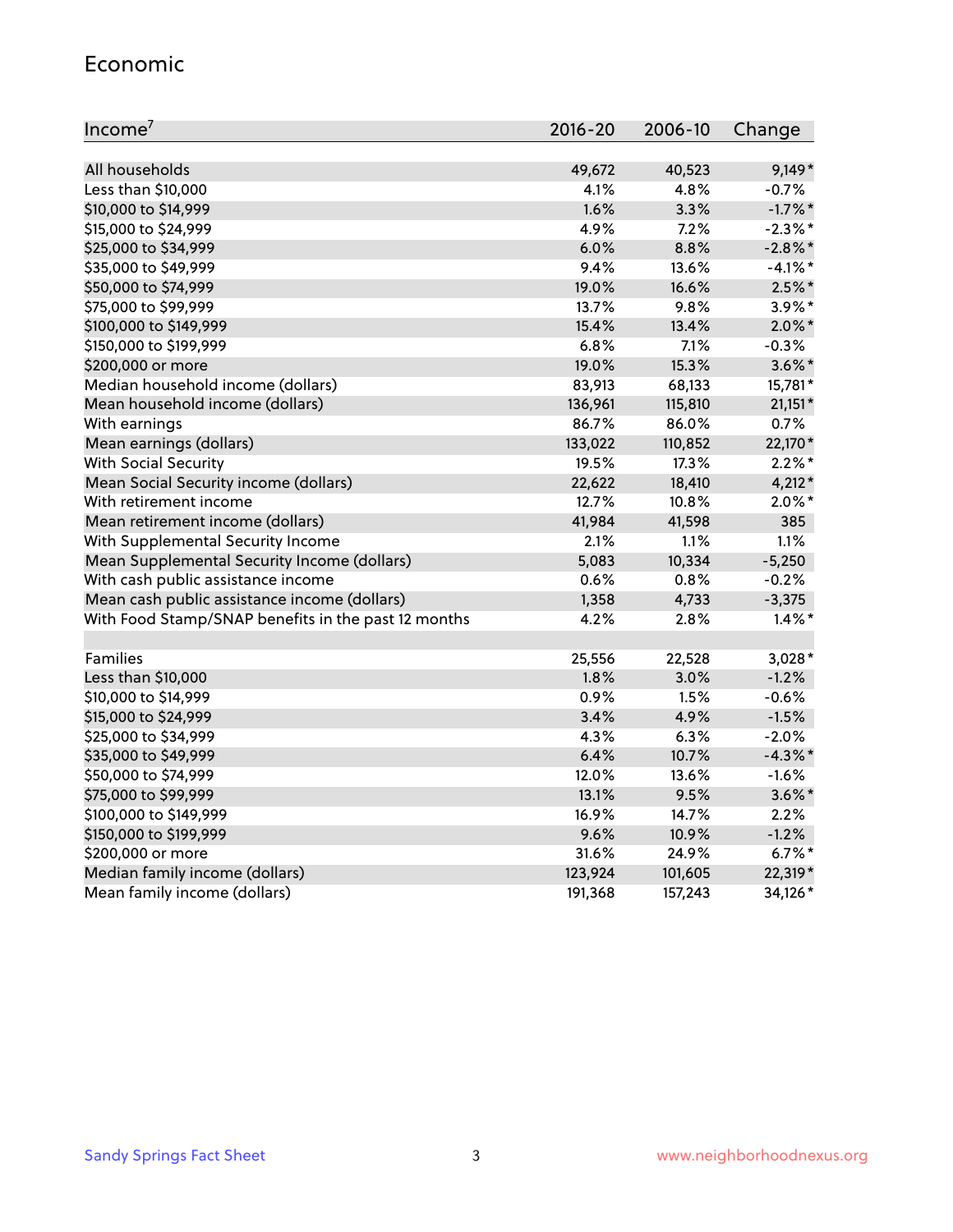## Economic

| Income[7] | 2016-20 | 2006-10 | Change |
|---|---|---|---|
| All households | 49,672 | 40,523 | 9,149* |
| Less than $10,000 | 4.1% | 4.8% | -0.7% |
| $10,000 to $14,999 | 1.6% | 3.3% | -1.7%* |
| $15,000 to $24,999 | 4.9% | 7.2% | -2.3%* |
| $25,000 to $34,999 | 6.0% | 8.8% | -2.8%* |
| $35,000 to $49,999 | 9.4% | 13.6% | -4.1%* |
| $50,000 to $74,999 | 19.0% | 16.6% | 2.5%* |
| $75,000 to $99,999 | 13.7% | 9.8% | 3.9%* |
| $100,000 to $149,999 | 15.4% | 13.4% | 2.0%* |
| $150,000 to $199,999 | 6.8% | 7.1% | -0.3% |
| $200,000 or more | 19.0% | 15.3% | 3.6%* |
| Median household income (dollars) | 83,913 | 68,133 | 15,781* |
| Mean household income (dollars) | 136,961 | 115,810 | 21,151* |
| With earnings | 86.7% | 86.0% | 0.7% |
| Mean earnings (dollars) | 133,022 | 110,852 | 22,170* |
| With Social Security | 19.5% | 17.3% | 2.2%* |
| Mean Social Security income (dollars) | 22,622 | 18,410 | 4,212* |
| With retirement income | 12.7% | 10.8% | 2.0%* |
| Mean retirement income (dollars) | 41,984 | 41,598 | 385 |
| With Supplemental Security Income | 2.1% | 1.1% | 1.1% |
| Mean Supplemental Security Income (dollars) | 5,083 | 10,334 | -5,250 |
| With cash public assistance income | 0.6% | 0.8% | -0.2% |
| Mean cash public assistance income (dollars) | 1,358 | 4,733 | -3,375 |
| With Food Stamp/SNAP benefits in the past 12 months | 4.2% | 2.8% | 1.4%* |
| | | | |
| Families | 25,556 | 22,528 | 3,028* |
| Less than $10,000 | 1.8% | 3.0% | -1.2% |
| $10,000 to $14,999 | 0.9% | 1.5% | -0.6% |
| $15,000 to $24,999 | 3.4% | 4.9% | -1.5% |
| $25,000 to $34,999 | 4.3% | 6.3% | -2.0% |
| $35,000 to $49,999 | 6.4% | 10.7% | -4.3%* |
| $50,000 to $74,999 | 12.0% | 13.6% | -1.6% |
| $75,000 to $99,999 | 13.1% | 9.5% | 3.6%* |
| $100,000 to $149,999 | 16.9% | 14.7% | 2.2% |
| $150,000 to $199,999 | 9.6% | 10.9% | -1.2% |
| $200,000 or more | 31.6% | 24.9% | 6.7%* |
| Median family income (dollars) | 123,924 | 101,605 | 22,319* |
| Mean family income (dollars) | 191,368 | 157,243 | 34,126* |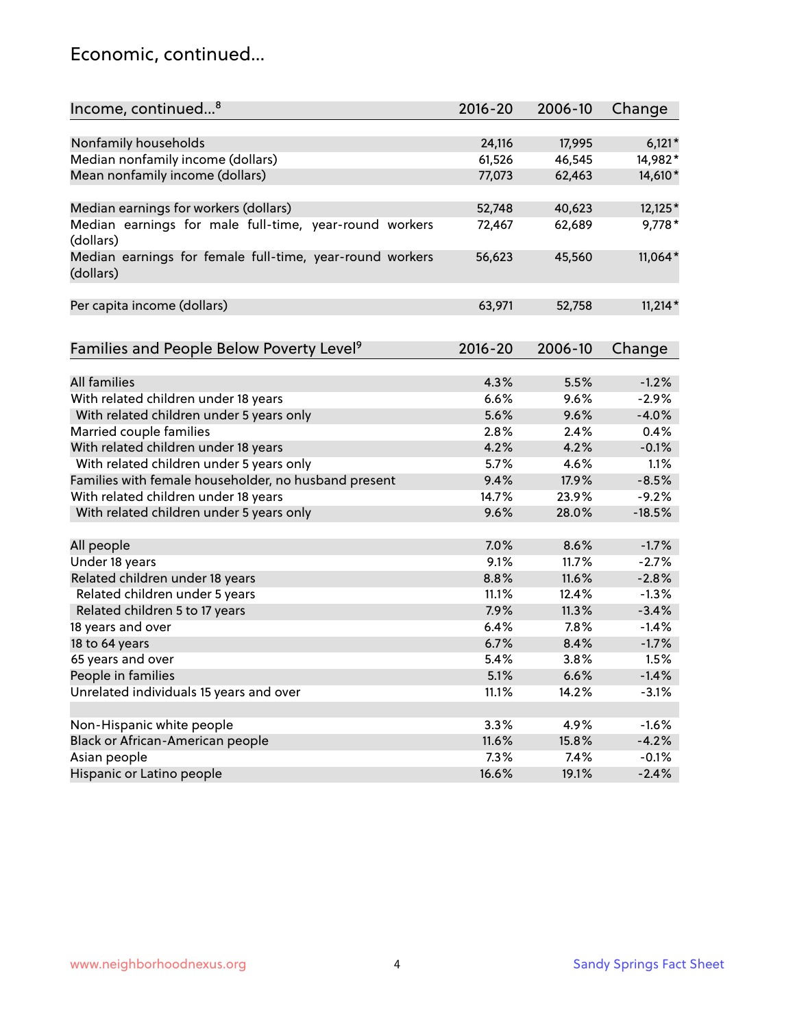## Economic, continued...

| Income, continued...[8] | 2016-20 | 2006-10 | Change |
|---|---|---|---|
| Nonfamily households | 24,116 | 17,995 | 6,121* |
| Median nonfamily income (dollars) | 61,526 | 46,545 | 14,982* |
| Mean nonfamily income (dollars) | 77,073 | 62,463 | 14,610* |
| Median earnings for workers (dollars) | 52,748 | 40,623 | 12,125* |
| Median earnings for male full-time, year-round workers (dollars) | 72,467 | 62,689 | 9,778* |
| Median earnings for female full-time, year-round workers (dollars) | 56,623 | 45,560 | 11,064* |
| Per capita income (dollars) | 63,971 | 52,758 | 11,214* |

| Families and People Below Poverty Level[9] | 2016-20 | 2006-10 | Change |
|---|---|---|---|
| All families | 4.3% | 5.5% | -1.2% |
| With related children under 18 years | 6.6% | 9.6% | -2.9% |
| With related children under 5 years only | 5.6% | 9.6% | -4.0% |
| Married couple families | 2.8% | 2.4% | 0.4% |
| With related children under 18 years | 4.2% | 4.2% | -0.1% |
| With related children under 5 years only | 5.7% | 4.6% | 1.1% |
| Families with female householder, no husband present | 9.4% | 17.9% | -8.5% |
| With related children under 18 years | 14.7% | 23.9% | -9.2% |
| With related children under 5 years only | 9.6% | 28.0% | -18.5% |
| All people | 7.0% | 8.6% | -1.7% |
| Under 18 years | 9.1% | 11.7% | -2.7% |
| Related children under 18 years | 8.8% | 11.6% | -2.8% |
| Related children under 5 years | 11.1% | 12.4% | -1.3% |
| Related children 5 to 17 years | 7.9% | 11.3% | -3.4% |
| 18 years and over | 6.4% | 7.8% | -1.4% |
| 18 to 64 years | 6.7% | 8.4% | -1.7% |
| 65 years and over | 5.4% | 3.8% | 1.5% |
| People in families | 5.1% | 6.6% | -1.4% |
| Unrelated individuals 15 years and over | 11.1% | 14.2% | -3.1% |
| Non-Hispanic white people | 3.3% | 4.9% | -1.6% |
| Black or African-American people | 11.6% | 15.8% | -4.2% |
| Asian people | 7.3% | 7.4% | -0.1% |
| Hispanic or Latino people | 16.6% | 19.1% | -2.4% |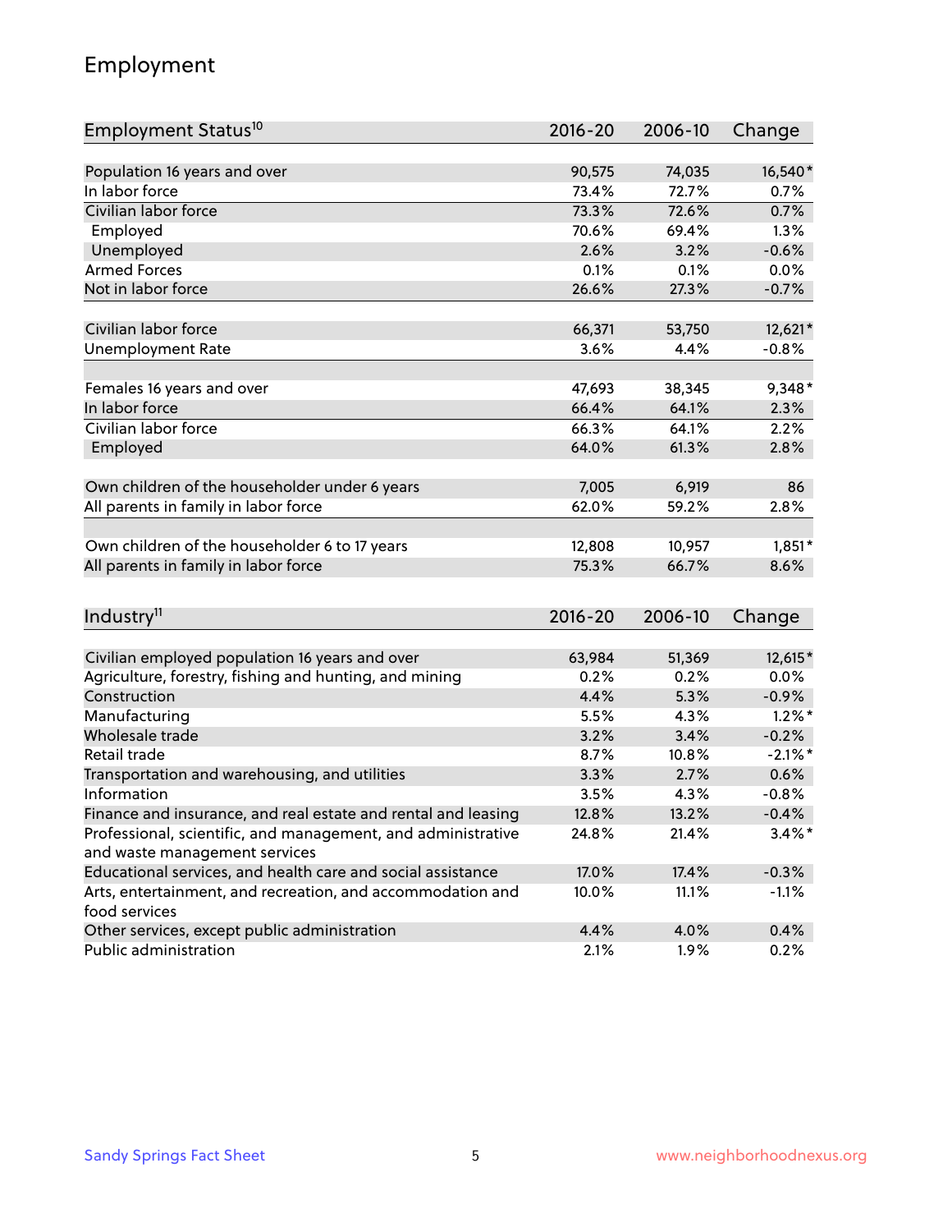# Employment

| Employment Status[10] | 2016-20 | 2006-10 | Change |
|---|---|---|---|
| Population 16 years and over | 90,575 | 74,035 | 16,540* |
| In labor force | 73.4% | 72.7% | 0.7% |
| Civilian labor force | 73.3% | 72.6% | 0.7% |
| Employed | 70.6% | 69.4% | 1.3% |
| Unemployed | 2.6% | 3.2% | -0.6% |
| Armed Forces | 0.1% | 0.1% | 0.0% |
| Not in labor force | 26.6% | 27.3% | -0.7% |
| | | | |
| Civilian labor force | 66,371 | 53,750 | 12,621* |
| Unemployment Rate | 3.6% | 4.4% | -0.8% |
| | | | |
| Females 16 years and over | 47,693 | 38,345 | 9,348* |
| In labor force | 66.4% | 64.1% | 2.3% |
| Civilian labor force | 66.3% | 64.1% | 2.2% |
| Employed | 64.0% | 61.3% | 2.8% |
| | | | |
| Own children of the householder under 6 years | 7,005 | 6,919 | 86 |
| All parents in family in labor force | 62.0% | 59.2% | 2.8% |
| | | | |
| Own children of the householder 6 to 17 years | 12,808 | 10,957 | 1,851* |
| All parents in family in labor force | 75.3% | 66.7% | 8.6% |

| Industry[11] | 2016-20 | 2006-10 | Change |
|---|---|---|---|
| Civilian employed population 16 years and over | 63,984 | 51,369 | 12,615* |
| Agriculture, forestry, fishing and hunting, and mining | 0.2% | 0.2% | 0.0% |
| Construction | 4.4% | 5.3% | -0.9% |
| Manufacturing | 5.5% | 4.3% | 1.2%* |
| Wholesale trade | 3.2% | 3.4% | -0.2% |
| Retail trade | 8.7% | 10.8% | -2.1%* |
| Transportation and warehousing, and utilities | 3.3% | 2.7% | 0.6% |
| Information | 3.5% | 4.3% | -0.8% |
| Finance and insurance, and real estate and rental and leasing | 12.8% | 13.2% | -0.4% |
| Professional, scientific, and management, and administrative and waste management services | 24.8% | 21.4% | 3.4%* |
| Educational services, and health care and social assistance | 17.0% | 17.4% | -0.3% |
| Arts, entertainment, and recreation, and accommodation and food services | 10.0% | 11.1% | -1.1% |
| Other services, except public administration | 4.4% | 4.0% | 0.4% |
| Public administration | 2.1% | 1.9% | 0.2% |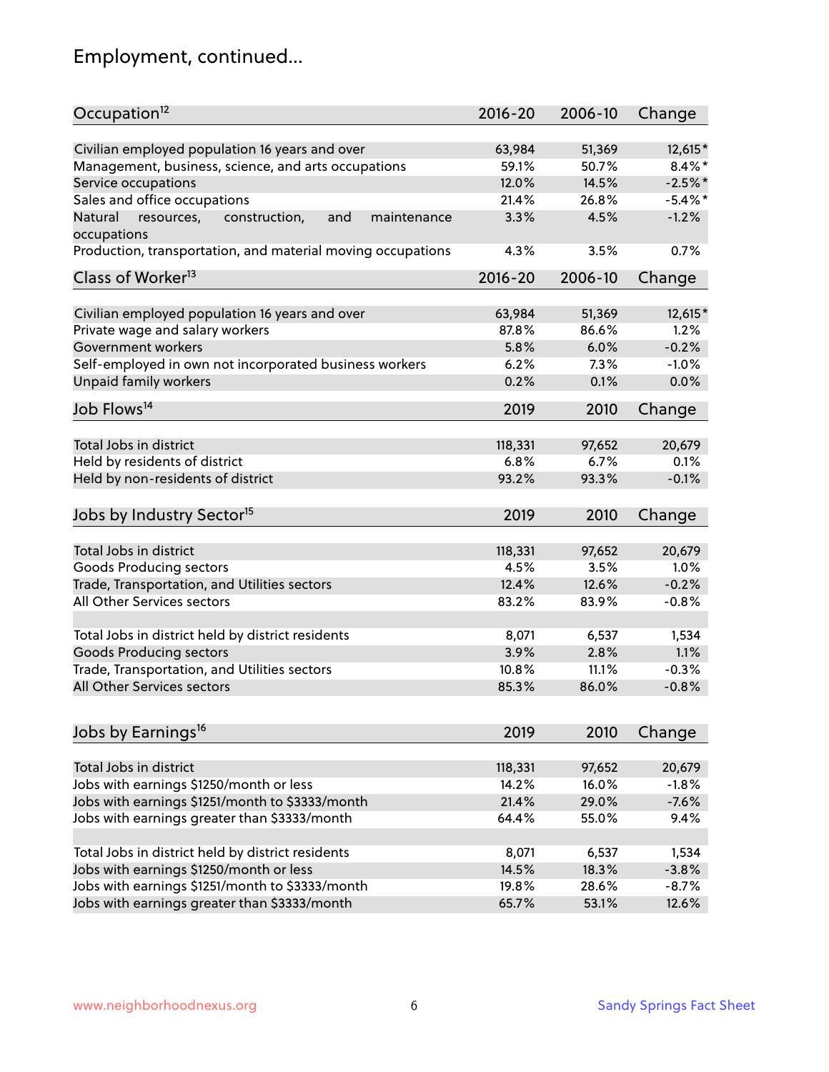## Employment, continued...

| Occupation[12] | 2016-20 | 2006-10 | Change |
|---|---|---|---|
| Civilian employed population 16 years and over | 63,984 | 51,369 | 12,615* |
| Management, business, science, and arts occupations | 59.1% | 50.7% | 8.4%* |
| Service occupations | 12.0% | 14.5% | -2.5%* |
| Sales and office occupations | 21.4% | 26.8% | -5.4%* |
| Natural resources, construction, and maintenance occupations | 3.3% | 4.5% | -1.2% |
| Production, transportation, and material moving occupations | 4.3% | 3.5% | 0.7% |

| Class of Worker[13] | 2016-20 | 2006-10 | Change |
|---|---|---|---|
| Civilian employed population 16 years and over | 63,984 | 51,369 | 12,615* |
| Private wage and salary workers | 87.8% | 86.6% | 1.2% |
| Government workers | 5.8% | 6.0% | -0.2% |
| Self-employed in own not incorporated business workers | 6.2% | 7.3% | -1.0% |
| Unpaid family workers | 0.2% | 0.1% | 0.0% |

| Job Flows[14] | 2019 | 2010 | Change |
|---|---|---|---|
| Total Jobs in district | 118,331 | 97,652 | 20,679 |
| Held by residents of district | 6.8% | 6.7% | 0.1% |
| Held by non-residents of district | 93.2% | 93.3% | -0.1% |

| Jobs by Industry Sector[15] | 2019 | 2010 | Change |
|---|---|---|---|
| Total Jobs in district | 118,331 | 97,652 | 20,679 |
| Goods Producing sectors | 4.5% | 3.5% | 1.0% |
| Trade, Transportation, and Utilities sectors | 12.4% | 12.6% | -0.2% |
| All Other Services sectors | 83.2% | 83.9% | -0.8% |
| | | | |
| Total Jobs in district held by district residents | 8,071 | 6,537 | 1,534 |
| Goods Producing sectors | 3.9% | 2.8% | 1.1% |
| Trade, Transportation, and Utilities sectors | 10.8% | 11.1% | -0.3% |
| All Other Services sectors | 85.3% | 86.0% | -0.8% |

| Jobs by Earnings[16] | 2019 | 2010 | Change |
|---|---|---|---|
| Total Jobs in district | 118,331 | 97,652 | 20,679 |
| Jobs with earnings $1250/month or less | 14.2% | 16.0% | -1.8% |
| Jobs with earnings $1251/month to $3333/month | 21.4% | 29.0% | -7.6% |
| Jobs with earnings greater than $3333/month | 64.4% | 55.0% | 9.4% |
| | | | |
| Total Jobs in district held by district residents | 8,071 | 6,537 | 1,534 |
| Jobs with earnings $1250/month or less | 14.5% | 18.3% | -3.8% |
| Jobs with earnings $1251/month to $3333/month | 19.8% | 28.6% | -8.7% |
| Jobs with earnings greater than $3333/month | 65.7% | 53.1% | 12.6% |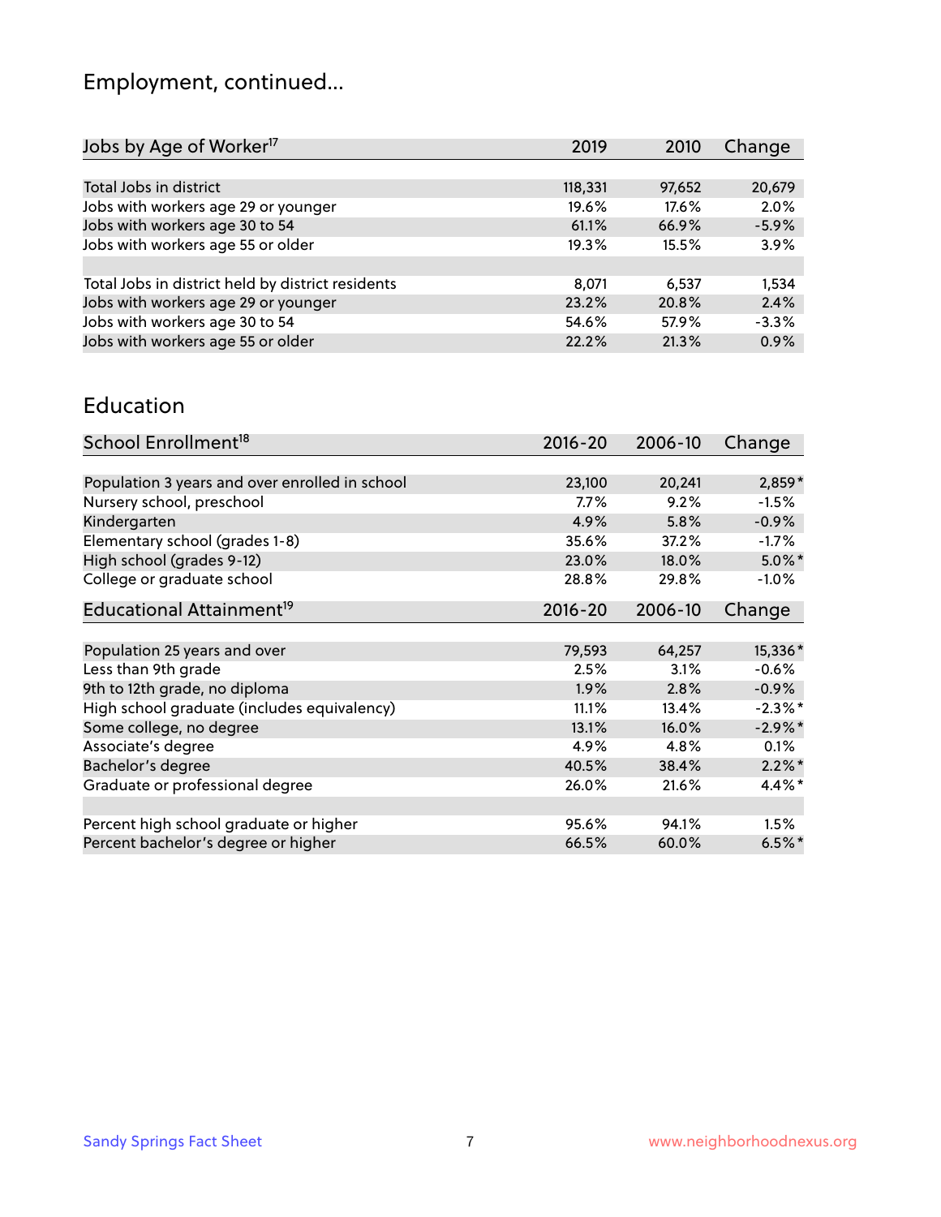# Employment, continued...

| Jobs by Age of Worker[17] | 2019 | 2010 | Change |
|---|---|---|---|
| Total Jobs in district | 118,331 | 97,652 | 20,679 |
| Jobs with workers age 29 or younger | 19.6% | 17.6% | 2.0% |
| Jobs with workers age 30 to 54 | 61.1% | 66.9% | -5.9% |
| Jobs with workers age 55 or older | 19.3% | 15.5% | 3.9% |
| | | | |
| Total Jobs in district held by district residents | 8,071 | 6,537 | 1,534 |
| Jobs with workers age 29 or younger | 23.2% | 20.8% | 2.4% |
| Jobs with workers age 30 to 54 | 54.6% | 57.9% | -3.3% |
| Jobs with workers age 55 or older | 22.2% | 21.3% | 0.9% |

## Education

| School Enrollment[18] | 2016-20 | 2006-10 | Change |
|---|---|---|---|
| Population 3 years and over enrolled in school | 23,100 | 20,241 | 2,859* |
| Nursery school, preschool | 7.7% | 9.2% | -1.5% |
| Kindergarten | 4.9% | 5.8% | -0.9% |
| Elementary school (grades 1-8) | 35.6% | 37.2% | -1.7% |
| High school (grades 9-12) | 23.0% | 18.0% | 5.0%* |
| College or graduate school | 28.8% | 29.8% | -1.0% |

| Educational Attainment[19] | 2016-20 | 2006-10 | Change |
|---|---|---|---|
| Population 25 years and over | 79,593 | 64,257 | 15,336* |
| Less than 9th grade | 2.5% | 3.1% | -0.6% |
| 9th to 12th grade, no diploma | 1.9% | 2.8% | -0.9% |
| High school graduate (includes equivalency) | 11.1% | 13.4% | -2.3%* |
| Some college, no degree | 13.1% | 16.0% | -2.9%* |
| Associate's degree | 4.9% | 4.8% | 0.1% |
| Bachelor's degree | 40.5% | 38.4% | 2.2%* |
| Graduate or professional degree | 26.0% | 21.6% | 4.4%* |
| | | | |
| Percent high school graduate or higher | 95.6% | 94.1% | 1.5% |
| Percent bachelor's degree or higher | 66.5% | 60.0% | 6.5%* |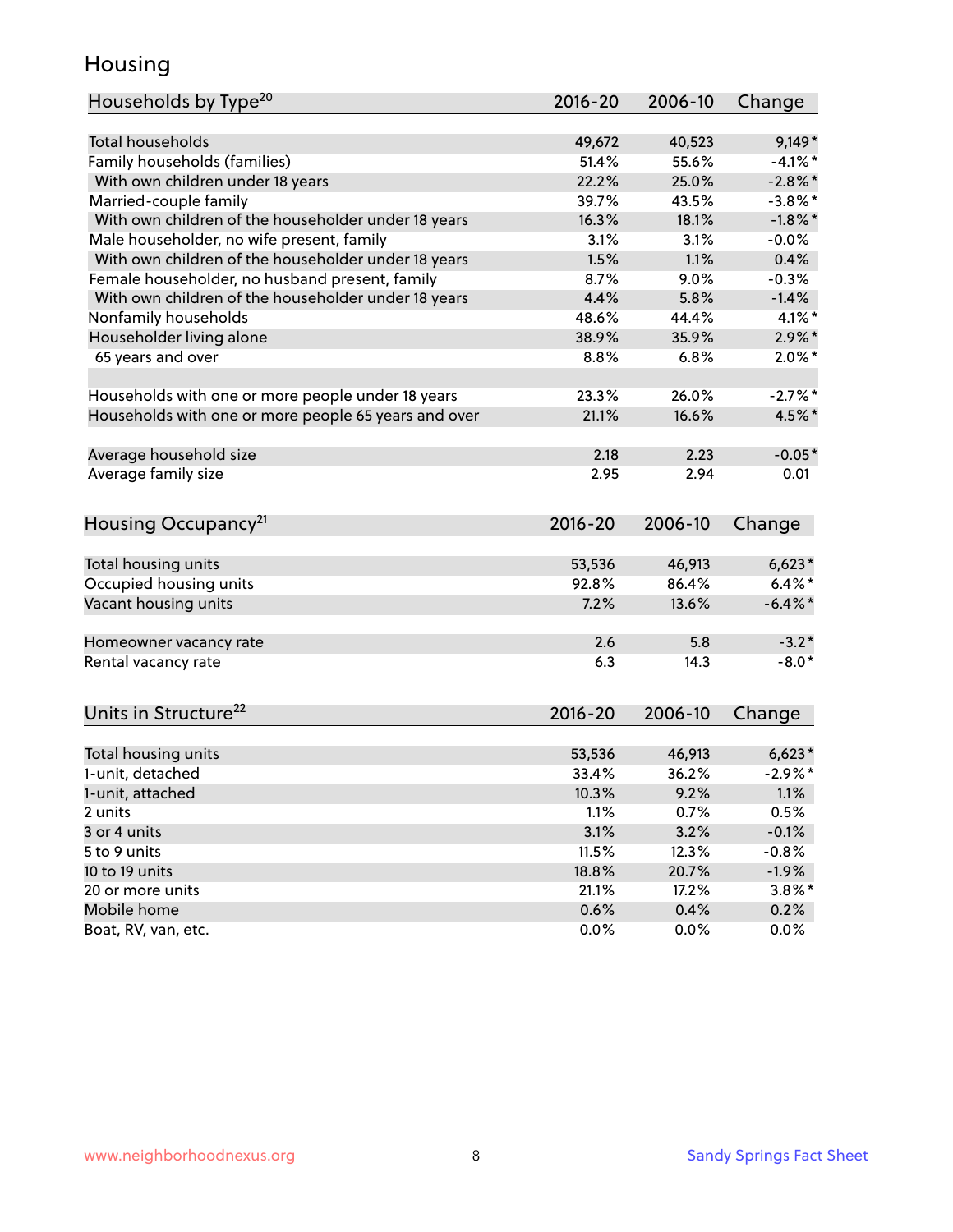# Housing

| Households by Type[20] | 2016-20 | 2006-10 | Change |
|---|---|---|---|
| Total households | 49,672 | 40,523 | 9,149* |
| Family households (families) | 51.4% | 55.6% | -4.1%* |
| With own children under 18 years | 22.2% | 25.0% | -2.8%* |
| Married-couple family | 39.7% | 43.5% | -3.8%* |
| With own children of the householder under 18 years | 16.3% | 18.1% | -1.8%* |
| Male householder, no wife present, family | 3.1% | 3.1% | -0.0% |
| With own children of the householder under 18 years | 1.5% | 1.1% | 0.4% |
| Female householder, no husband present, family | 8.7% | 9.0% | -0.3% |
| With own children of the householder under 18 years | 4.4% | 5.8% | -1.4% |
| Nonfamily households | 48.6% | 44.4% | 4.1%* |
| Householder living alone | 38.9% | 35.9% | 2.9%* |
| 65 years and over | 8.8% | 6.8% | 2.0%* |
| | | | |
| Households with one or more people under 18 years | 23.3% | 26.0% | -2.7%* |
| Households with one or more people 65 years and over | 21.1% | 16.6% | 4.5%* |
| | | | |
| Average household size | 2.18 | 2.23 | -0.05* |
| Average family size | 2.95 | 2.94 | 0.01 |

| Housing Occupancy[21] | 2016-20 | 2006-10 | Change |
|---|---|---|---|
| Total housing units | 53,536 | 46,913 | 6,623* |
| Occupied housing units | 92.8% | 86.4% | 6.4%* |
| Vacant housing units | 7.2% | 13.6% | -6.4%* |
| | | | |
| Homeowner vacancy rate | 2.6 | 5.8 | -3.2* |
| Rental vacancy rate | 6.3 | 14.3 | -8.0* |

| Units in Structure[22] | 2016-20 | 2006-10 | Change |
|---|---|---|---|
| Total housing units | 53,536 | 46,913 | 6,623* |
| 1-unit, detached | 33.4% | 36.2% | -2.9%* |
| 1-unit, attached | 10.3% | 9.2% | 1.1% |
| 2 units | 1.1% | 0.7% | 0.5% |
| 3 or 4 units | 3.1% | 3.2% | -0.1% |
| 5 to 9 units | 11.5% | 12.3% | -0.8% |
| 10 to 19 units | 18.8% | 20.7% | -1.9% |
| 20 or more units | 21.1% | 17.2% | 3.8%* |
| Mobile home | 0.6% | 0.4% | 0.2% |
| Boat, RV, van, etc. | 0.0% | 0.0% | 0.0% |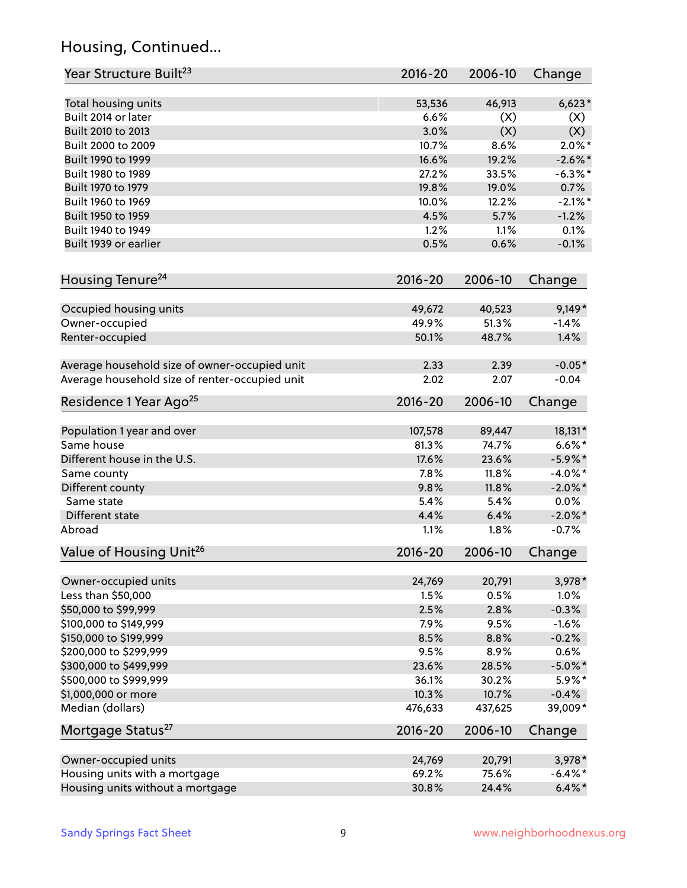## Housing, Continued...

| Year Structure Built[23] | 2016-20 | 2006-10 | Change |
|---|---|---|---|
| Total housing units | 53,536 | 46,913 | 6,623* |
| Built 2014 or later | 6.6% | (X) | (X) |
| Built 2010 to 2013 | 3.0% | (X) | (X) |
| Built 2000 to 2009 | 10.7% | 8.6% | 2.0%* |
| Built 1990 to 1999 | 16.6% | 19.2% | -2.6%* |
| Built 1980 to 1989 | 27.2% | 33.5% | -6.3%* |
| Built 1970 to 1979 | 19.8% | 19.0% | 0.7% |
| Built 1960 to 1969 | 10.0% | 12.2% | -2.1%* |
| Built 1950 to 1959 | 4.5% | 5.7% | -1.2% |
| Built 1940 to 1949 | 1.2% | 1.1% | 0.1% |
| Built 1939 or earlier | 0.5% | 0.6% | -0.1% |

| Housing Tenure[24] | 2016-20 | 2006-10 | Change |
|---|---|---|---|
| Occupied housing units | 49,672 | 40,523 | 9,149* |
| Owner-occupied | 49.9% | 51.3% | -1.4% |
| Renter-occupied | 50.1% | 48.7% | 1.4% |
| Average household size of owner-occupied unit | 2.33 | 2.39 | -0.05* |
| Average household size of renter-occupied unit | 2.02 | 2.07 | -0.04 |

| Residence 1 Year Ago[25] | 2016-20 | 2006-10 | Change |
|---|---|---|---|
| Population 1 year and over | 107,578 | 89,447 | 18,131* |
| Same house | 81.3% | 74.7% | 6.6%* |
| Different house in the U.S. | 17.6% | 23.6% | -5.9%* |
| Same county | 7.8% | 11.8% | -4.0%* |
| Different county | 9.8% | 11.8% | -2.0%* |
| Same state | 5.4% | 5.4% | 0.0% |
| Different state | 4.4% | 6.4% | -2.0%* |
| Abroad | 1.1% | 1.8% | -0.7% |

| Value of Housing Unit[26] | 2016-20 | 2006-10 | Change |
|---|---|---|---|
| Owner-occupied units | 24,769 | 20,791 | 3,978* |
| Less than $50,000 | 1.5% | 0.5% | 1.0% |
| $50,000 to $99,999 | 2.5% | 2.8% | -0.3% |
| $100,000 to $149,999 | 7.9% | 9.5% | -1.6% |
| $150,000 to $199,999 | 8.5% | 8.8% | -0.2% |
| $200,000 to $299,999 | 9.5% | 8.9% | 0.6% |
| $300,000 to $499,999 | 23.6% | 28.5% | -5.0%* |
| $500,000 to $999,999 | 36.1% | 30.2% | 5.9%* |
| $1,000,000 or more | 10.3% | 10.7% | -0.4% |
| Median (dollars) | 476,633 | 437,625 | 39,009* |

| Mortgage Status[27] | 2016-20 | 2006-10 | Change |
|---|---|---|---|
| Owner-occupied units | 24,769 | 20,791 | 3,978* |
| Housing units with a mortgage | 69.2% | 75.6% | -6.4%* |
| Housing units without a mortgage | 30.8% | 24.4% | 6.4%* |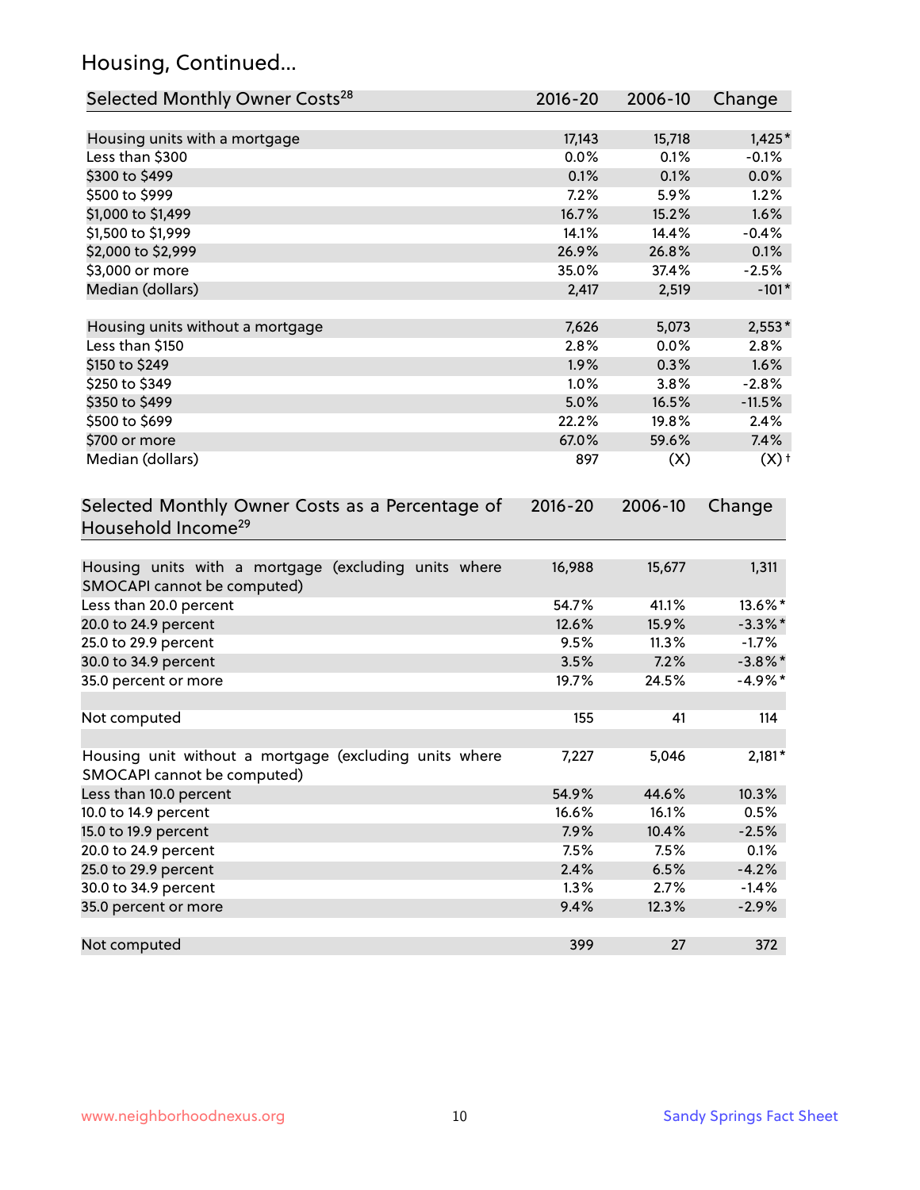## Housing, Continued...

| Selected Monthly Owner Costs[28] | 2016-20 | 2006-10 | Change |
|---|---|---|---|
| Housing units with a mortgage | 17,143 | 15,718 | 1,425* |
| Less than $300 | 0.0% | 0.1% | -0.1% |
| $300 to $499 | 0.1% | 0.1% | 0.0% |
| $500 to $999 | 7.2% | 5.9% | 1.2% |
| $1,000 to $1,499 | 16.7% | 15.2% | 1.6% |
| $1,500 to $1,999 | 14.1% | 14.4% | -0.4% |
| $2,000 to $2,999 | 26.9% | 26.8% | 0.1% |
| $3,000 or more | 35.0% | 37.4% | -2.5% |
| Median (dollars) | 2,417 | 2,519 | -101* |
| | | | |
| Housing units without a mortgage | 7,626 | 5,073 | 2,553* |
| Less than $150 | 2.8% | 0.0% | 2.8% |
| $150 to $249 | 1.9% | 0.3% | 1.6% |
| $250 to $349 | 1.0% | 3.8% | -2.8% |
| $350 to $499 | 5.0% | 16.5% | -11.5% |
| $500 to $699 | 22.2% | 19.8% | 2.4% |
| $700 or more | 67.0% | 59.6% | 7.4% |
| Median (dollars) | 897 | (X) | (X)† |

| Selected Monthly Owner Costs as a Percentage of Household Income[29] | 2016-20 | 2006-10 | Change |
|---|---|---|---|
| Housing units with a mortgage (excluding units where SMOCAPI cannot be computed) | 16,988 | 15,677 | 1,311 |
| Less than 20.0 percent | 54.7% | 41.1% | 13.6%* |
| 20.0 to 24.9 percent | 12.6% | 15.9% | -3.3%* |
| 25.0 to 29.9 percent | 9.5% | 11.3% | -1.7% |
| 30.0 to 34.9 percent | 3.5% | 7.2% | -3.8%* |
| 35.0 percent or more | 19.7% | 24.5% | -4.9%* |
| | | | |
| Not computed | 155 | 41 | 114 |
| | | | |
| Housing unit without a mortgage (excluding units where SMOCAPI cannot be computed) | 7,227 | 5,046 | 2,181* |
| Less than 10.0 percent | 54.9% | 44.6% | 10.3% |
| 10.0 to 14.9 percent | 16.6% | 16.1% | 0.5% |
| 15.0 to 19.9 percent | 7.9% | 10.4% | -2.5% |
| 20.0 to 24.9 percent | 7.5% | 7.5% | 0.1% |
| 25.0 to 29.9 percent | 2.4% | 6.5% | -4.2% |
| 30.0 to 34.9 percent | 1.3% | 2.7% | -1.4% |
| 35.0 percent or more | 9.4% | 12.3% | -2.9% |
| | | | |
| Not computed | 399 | 27 | 372 |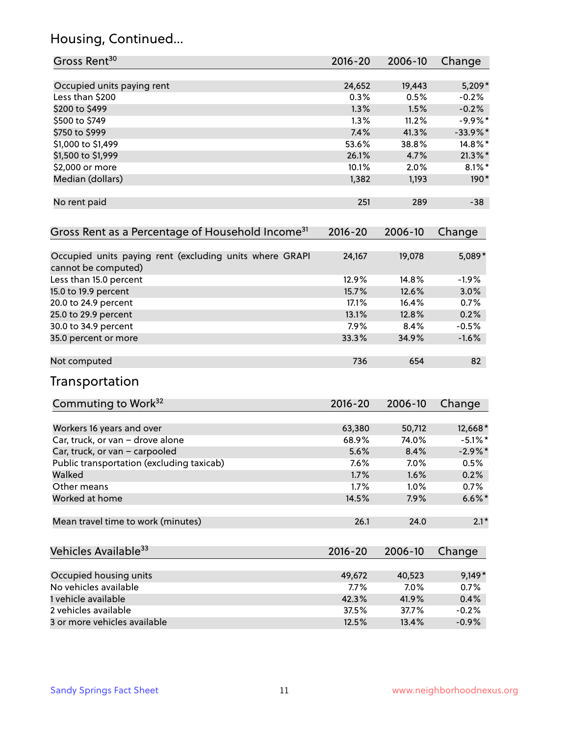## Housing, Continued...

| Gross Rent[30] | 2016-20 | 2006-10 | Change |
|---|---|---|---|
| Occupied units paying rent | 24,652 | 19,443 | 5,209* |
| Less than $200 | 0.3% | 0.5% | -0.2% |
| $200 to $499 | 1.3% | 1.5% | -0.2% |
| $500 to $749 | 1.3% | 11.2% | -9.9%* |
| $750 to $999 | 7.4% | 41.3% | -33.9%* |
| $1,000 to $1,499 | 53.6% | 38.8% | 14.8%* |
| $1,500 to $1,999 | 26.1% | 4.7% | 21.3%* |
| $2,000 or more | 10.1% | 2.0% | 8.1%* |
| Median (dollars) | 1,382 | 1,193 | 190* |
| No rent paid | 251 | 289 | -38 |

| Gross Rent as a Percentage of Household Income[31] | 2016-20 | 2006-10 | Change |
|---|---|---|---|
| Occupied units paying rent (excluding units where GRAPI cannot be computed) | 24,167 | 19,078 | 5,089* |
| Less than 15.0 percent | 12.9% | 14.8% | -1.9% |
| 15.0 to 19.9 percent | 15.7% | 12.6% | 3.0% |
| 20.0 to 24.9 percent | 17.1% | 16.4% | 0.7% |
| 25.0 to 29.9 percent | 13.1% | 12.8% | 0.2% |
| 30.0 to 34.9 percent | 7.9% | 8.4% | -0.5% |
| 35.0 percent or more | 33.3% | 34.9% | -1.6% |
| Not computed | 736 | 654 | 82 |

## Transportation

| Commuting to Work[32] | 2016-20 | 2006-10 | Change |
|---|---|---|---|
| Workers 16 years and over | 63,380 | 50,712 | 12,668* |
| Car, truck, or van – drove alone | 68.9% | 74.0% | -5.1%* |
| Car, truck, or van – carpooled | 5.6% | 8.4% | -2.9%* |
| Public transportation (excluding taxicab) | 7.6% | 7.0% | 0.5% |
| Walked | 1.7% | 1.6% | 0.2% |
| Other means | 1.7% | 1.0% | 0.7% |
| Worked at home | 14.5% | 7.9% | 6.6%* |
| Mean travel time to work (minutes) | 26.1 | 24.0 | 2.1* |

| Vehicles Available[33] | 2016-20 | 2006-10 | Change |
|---|---|---|---|
| Occupied housing units | 49,672 | 40,523 | 9,149* |
| No vehicles available | 7.7% | 7.0% | 0.7% |
| 1 vehicle available | 42.3% | 41.9% | 0.4% |
| 2 vehicles available | 37.5% | 37.7% | -0.2% |
| 3 or more vehicles available | 12.5% | 13.4% | -0.9% |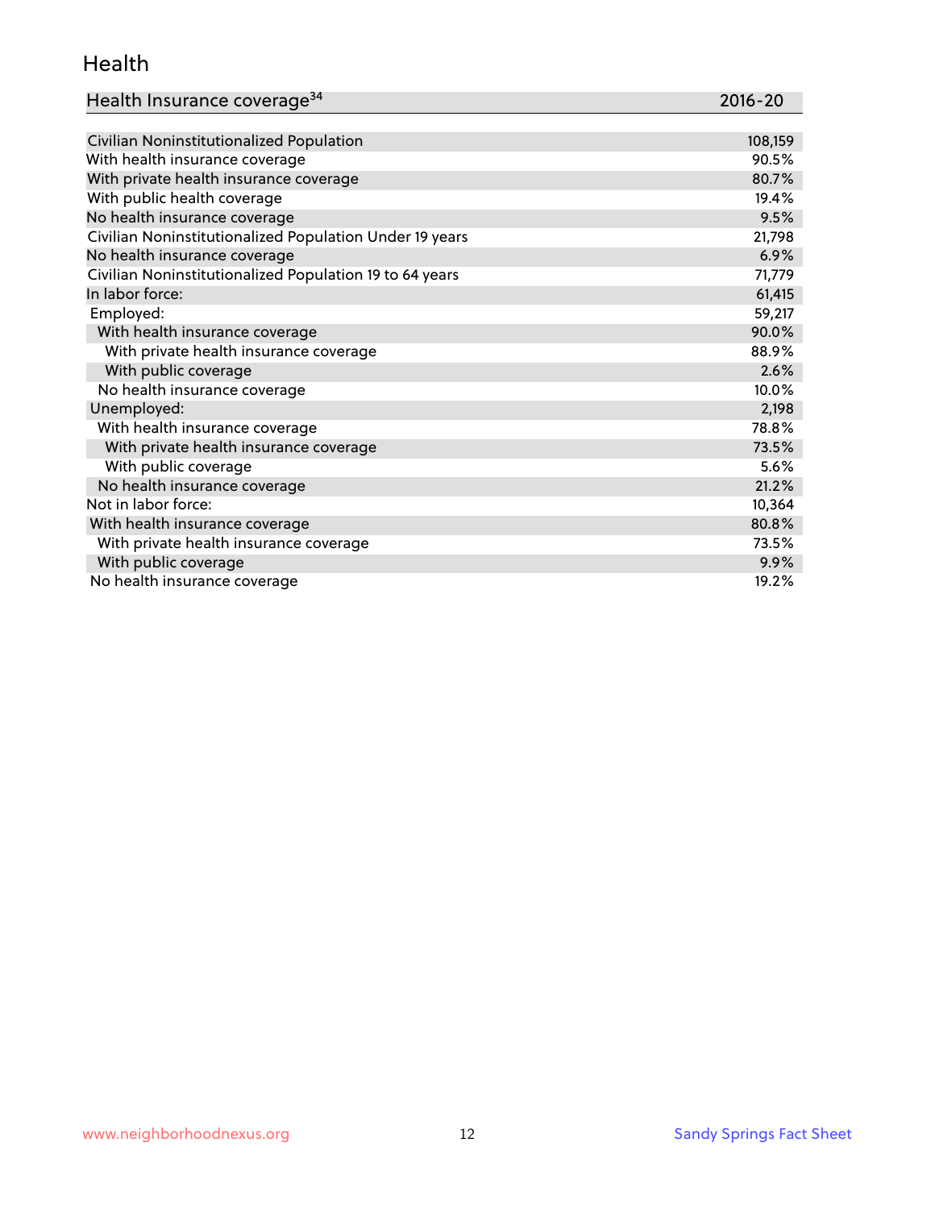## Health

| Health Insurance coverage[34] | 2016-20 |
|---|---|
| Civilian Noninstitutionalized Population | 108,159 |
| With health insurance coverage | 90.5% |
| With private health insurance coverage | 80.7% |
| With public health coverage | 19.4% |
| No health insurance coverage | 9.5% |
| Civilian Noninstitutionalized Population Under 19 years | 21,798 |
| No health insurance coverage | 6.9% |
| Civilian Noninstitutionalized Population 19 to 64 years | 71,779 |
| In labor force: | 61,415 |
| Employed: | 59,217 |
| With health insurance coverage | 90.0% |
| With private health insurance coverage | 88.9% |
| With public coverage | 2.6% |
| No health insurance coverage | 10.0% |
| Unemployed: | 2,198 |
| With health insurance coverage | 78.8% |
| With private health insurance coverage | 73.5% |
| With public coverage | 5.6% |
| No health insurance coverage | 21.2% |
| Not in labor force: | 10,364 |
| With health insurance coverage | 80.8% |
| With private health insurance coverage | 73.5% |
| With public coverage | 9.9% |
| No health insurance coverage | 19.2% |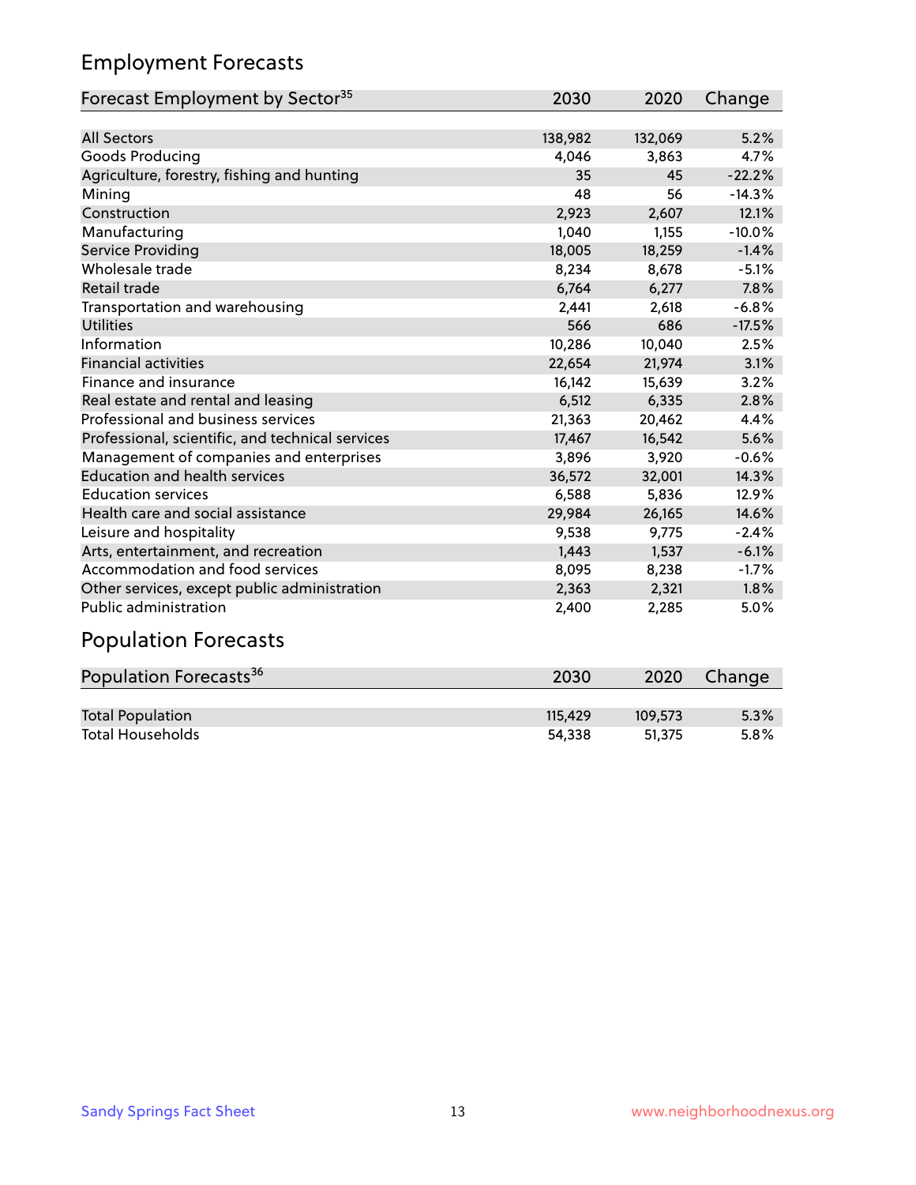## Employment Forecasts

| Forecast Employment by Sector[35] | 2030 | 2020 | Change |
|---|---|---|---|
| All Sectors | 138,982 | 132,069 | 5.2% |
| Goods Producing | 4,046 | 3,863 | 4.7% |
| Agriculture, forestry, fishing and hunting | 35 | 45 | -22.2% |
| Mining | 48 | 56 | -14.3% |
| Construction | 2,923 | 2,607 | 12.1% |
| Manufacturing | 1,040 | 1,155 | -10.0% |
| Service Providing | 18,005 | 18,259 | -1.4% |
| Wholesale trade | 8,234 | 8,678 | -5.1% |
| Retail trade | 6,764 | 6,277 | 7.8% |
| Transportation and warehousing | 2,441 | 2,618 | -6.8% |
| Utilities | 566 | 686 | -17.5% |
| Information | 10,286 | 10,040 | 2.5% |
| Financial activities | 22,654 | 21,974 | 3.1% |
| Finance and insurance | 16,142 | 15,639 | 3.2% |
| Real estate and rental and leasing | 6,512 | 6,335 | 2.8% |
| Professional and business services | 21,363 | 20,462 | 4.4% |
| Professional, scientific, and technical services | 17,467 | 16,542 | 5.6% |
| Management of companies and enterprises | 3,896 | 3,920 | -0.6% |
| Education and health services | 36,572 | 32,001 | 14.3% |
| Education services | 6,588 | 5,836 | 12.9% |
| Health care and social assistance | 29,984 | 26,165 | 14.6% |
| Leisure and hospitality | 9,538 | 9,775 | -2.4% |
| Arts, entertainment, and recreation | 1,443 | 1,537 | -6.1% |
| Accommodation and food services | 8,095 | 8,238 | -1.7% |
| Other services, except public administration | 2,363 | 2,321 | 1.8% |
| Public administration | 2,400 | 2,285 | 5.0% |

## Population Forecasts

| Population Forecasts[36] | 2030 | 2020 | Change |
|---|---|---|---|
| Total Population | 115,429 | 109,573 | 5.3% |
| Total Households | 54,338 | 51,375 | 5.8% |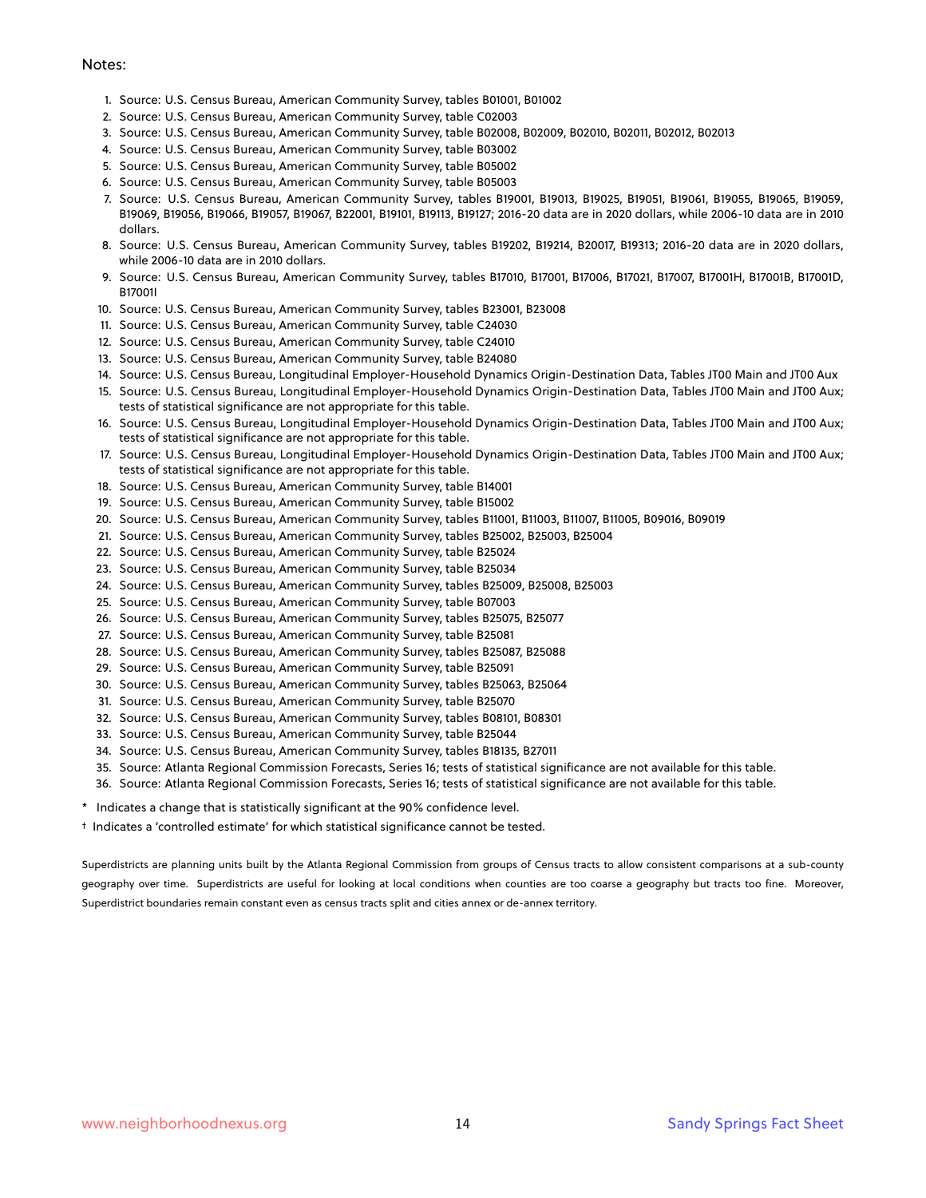Notes:

1. Source: U.S. Census Bureau, American Community Survey, tables B01001, B01002
2. Source: U.S. Census Bureau, American Community Survey, table C02003
3. Source: U.S. Census Bureau, American Community Survey, table B02008, B02009, B02010, B02011, B02012, B02013
4. Source: U.S. Census Bureau, American Community Survey, table B03002
5. Source: U.S. Census Bureau, American Community Survey, table B05002
6. Source: U.S. Census Bureau, American Community Survey, table B05003
7. Source: U.S. Census Bureau, American Community Survey, tables B19001, B19013, B19025, B19051, B19061, B19055, B19065, B19059, B19069, B19056, B19066, B19057, B19067, B22001, B19101, B19113, B19127; 2016-20 data are in 2020 dollars, while 2006-10 data are in 2010 dollars.
8. Source: U.S. Census Bureau, American Community Survey, tables B19202, B19214, B20017, B19313; 2016-20 data are in 2020 dollars, while 2006-10 data are in 2010 dollars.
9. Source: U.S. Census Bureau, American Community Survey, tables B17010, B17001, B17006, B17021, B17007, B17001H, B17001B, B17001D, B17001I
10. Source: U.S. Census Bureau, American Community Survey, tables B23001, B23008
11. Source: U.S. Census Bureau, American Community Survey, table C24030
12. Source: U.S. Census Bureau, American Community Survey, table C24010
13. Source: U.S. Census Bureau, American Community Survey, table B24080
14. Source: U.S. Census Bureau, Longitudinal Employer-Household Dynamics Origin-Destination Data, Tables JT00 Main and JT00 Aux
15. Source: U.S. Census Bureau, Longitudinal Employer-Household Dynamics Origin-Destination Data, Tables JT00 Main and JT00 Aux; tests of statistical significance are not appropriate for this table.
16. Source: U.S. Census Bureau, Longitudinal Employer-Household Dynamics Origin-Destination Data, Tables JT00 Main and JT00 Aux; tests of statistical significance are not appropriate for this table.
17. Source: U.S. Census Bureau, Longitudinal Employer-Household Dynamics Origin-Destination Data, Tables JT00 Main and JT00 Aux; tests of statistical significance are not appropriate for this table.
18. Source: U.S. Census Bureau, American Community Survey, table B14001
19. Source: U.S. Census Bureau, American Community Survey, table B15002
20. Source: U.S. Census Bureau, American Community Survey, tables B11001, B11003, B11007, B11005, B09016, B09019
21. Source: U.S. Census Bureau, American Community Survey, tables B25002, B25003, B25004
22. Source: U.S. Census Bureau, American Community Survey, table B25024
23. Source: U.S. Census Bureau, American Community Survey, table B25034
24. Source: U.S. Census Bureau, American Community Survey, tables B25009, B25008, B25003
25. Source: U.S. Census Bureau, American Community Survey, table B07003
26. Source: U.S. Census Bureau, American Community Survey, tables B25075, B25077
27. Source: U.S. Census Bureau, American Community Survey, table B25081
28. Source: U.S. Census Bureau, American Community Survey, tables B25087, B25088
29. Source: U.S. Census Bureau, American Community Survey, table B25091
30. Source: U.S. Census Bureau, American Community Survey, tables B25063, B25064
31. Source: U.S. Census Bureau, American Community Survey, table B25070
32. Source: U.S. Census Bureau, American Community Survey, tables B08101, B08301
33. Source: U.S. Census Bureau, American Community Survey, table B25044
34. Source: U.S. Census Bureau, American Community Survey, tables B18135, B27011
35. Source: Atlanta Regional Commission Forecasts, Series 16; tests of statistical significance are not available for this table.
36. Source: Atlanta Regional Commission Forecasts, Series 16; tests of statistical significance are not available for this table.

\* Indicates a change that is statistically significant at the 90% confidence level.

† Indicates a 'controlled estimate' for which statistical significance cannot be tested.

Superdistricts are planning units built by the Atlanta Regional Commission from groups of Census tracts to allow consistent comparisons at a sub-county geography over time. Superdistricts are useful for looking at local conditions when counties are too coarse a geography but tracts too fine. Moreover, Superdistrict boundaries remain constant even as census tracts split and cities annex or de-annex territory.